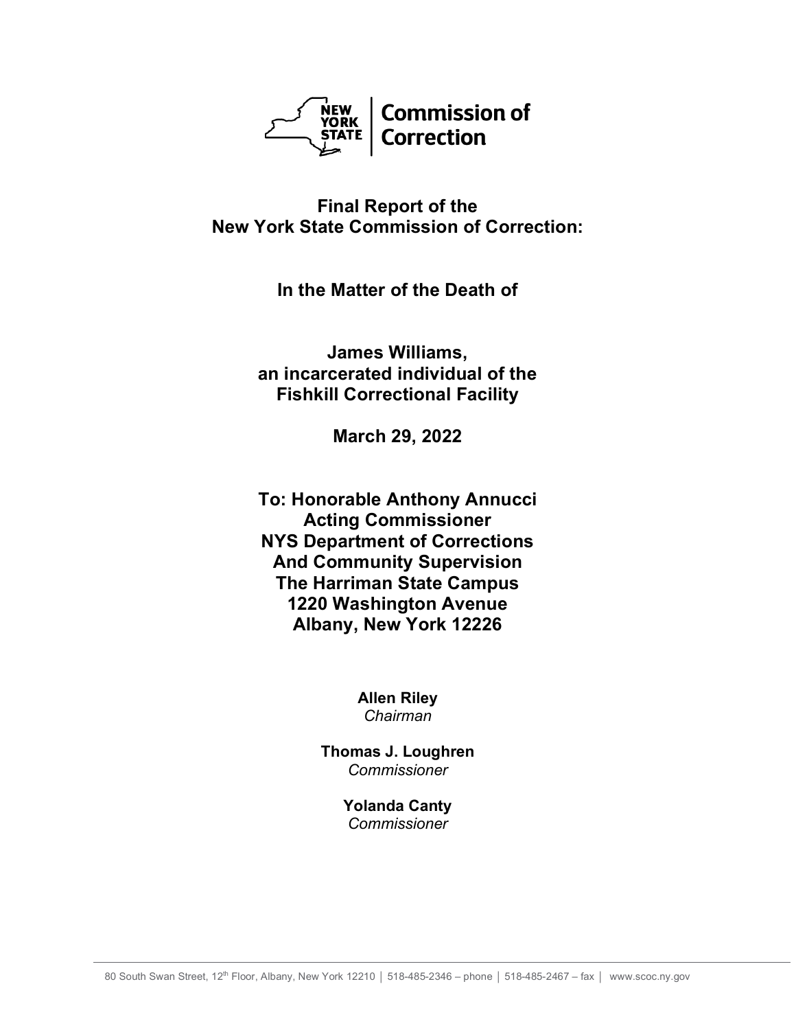**NEW YORK STATE | Commission of Correction**

# Final Report of the New York State Commission of Correction:

## In the Matter of the Death of

## James Williams, an incarcerated individual of the Fishkill Correctional Facility

## March 29, 2022

**To: Honorable Anthony Annucci**
**Acting Commissioner**
**NYS Department of Corrections**
**And Community Supervision**
**The Harriman State Campus**
**1220 Washington Avenue**
**Albany, New York 12226**

**Allen Riley**
*Chairman*

**Thomas J. Loughren**
*Commissioner*

**Yolanda Canty**
*Commissioner*

80 South Swan Street, 12th Floor, Albany, New York 12210 │ 518-485-2346 – phone │ 518-485-2467 – fax │ www.scoc.ny.gov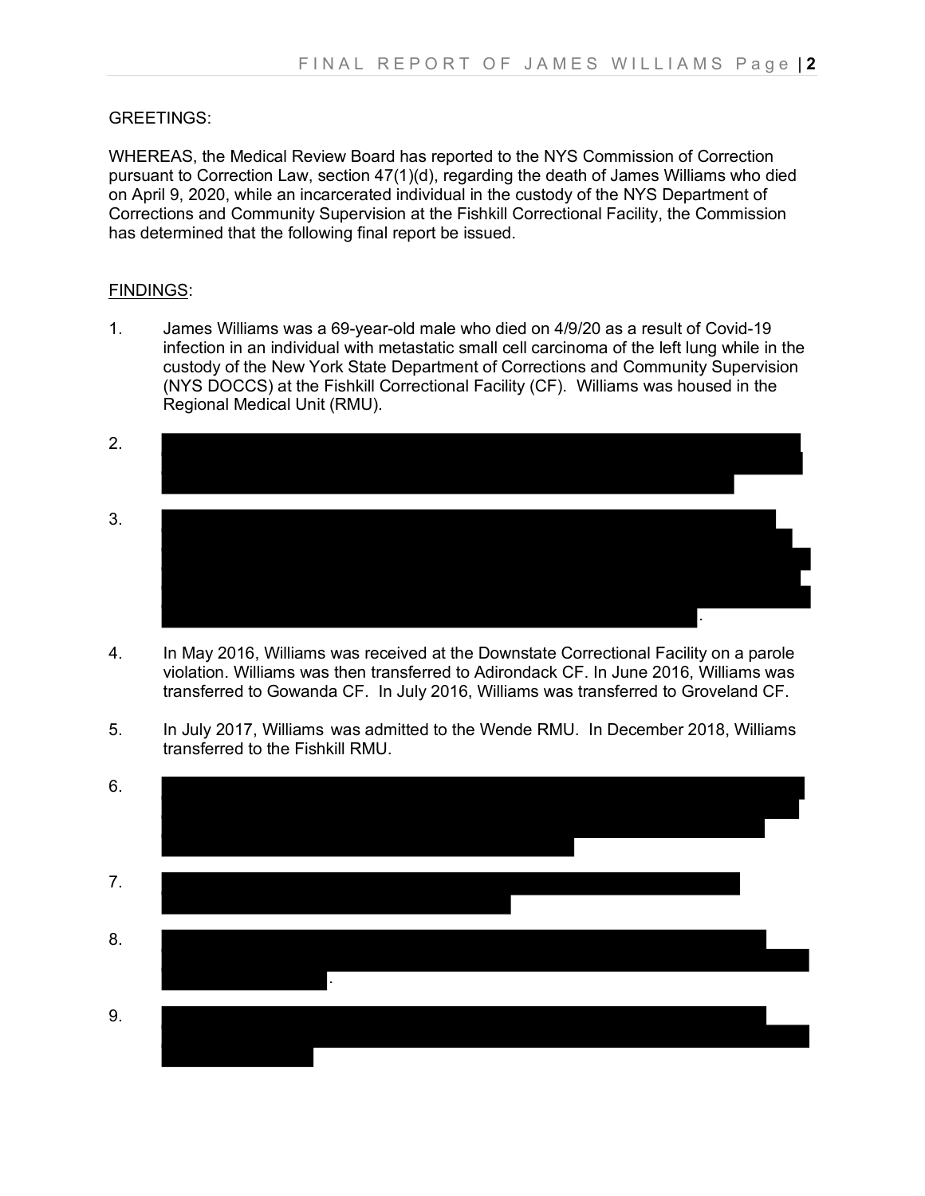GREETINGS:

WHEREAS, the Medical Review Board has reported to the NYS Commission of Correction pursuant to Correction Law, section 47(1)(d), regarding the death of James Williams who died on April 9, 2020, while an incarcerated individual in the custody of the NYS Department of Corrections and Community Supervision at the Fishkill Correctional Facility, the Commission has determined that the following final report be issued.

<u>FINDINGS</u>:

1. James Williams was a 69-year-old male who died on 4/9/20 as a result of Covid-19 infection in an individual with metastatic small cell carcinoma of the left lung while in the custody of the New York State Department of Corrections and Community Supervision (NYS DOCCS) at the Fishkill Correctional Facility (CF). Williams was housed in the Regional Medical Unit (RMU).

2. [REDACTED]

3. [REDACTED].

4. In May 2016, Williams was received at the Downstate Correctional Facility on a parole violation. Williams was then transferred to Adirondack CF. In June 2016, Williams was transferred to Gowanda CF. In July 2016, Williams was transferred to Groveland CF.

5. In July 2017, Williams was admitted to the Wende RMU. In December 2018, Williams transferred to the Fishkill RMU.

6. [REDACTED]

7. [REDACTED]

8. [REDACTED].

9. [REDACTED]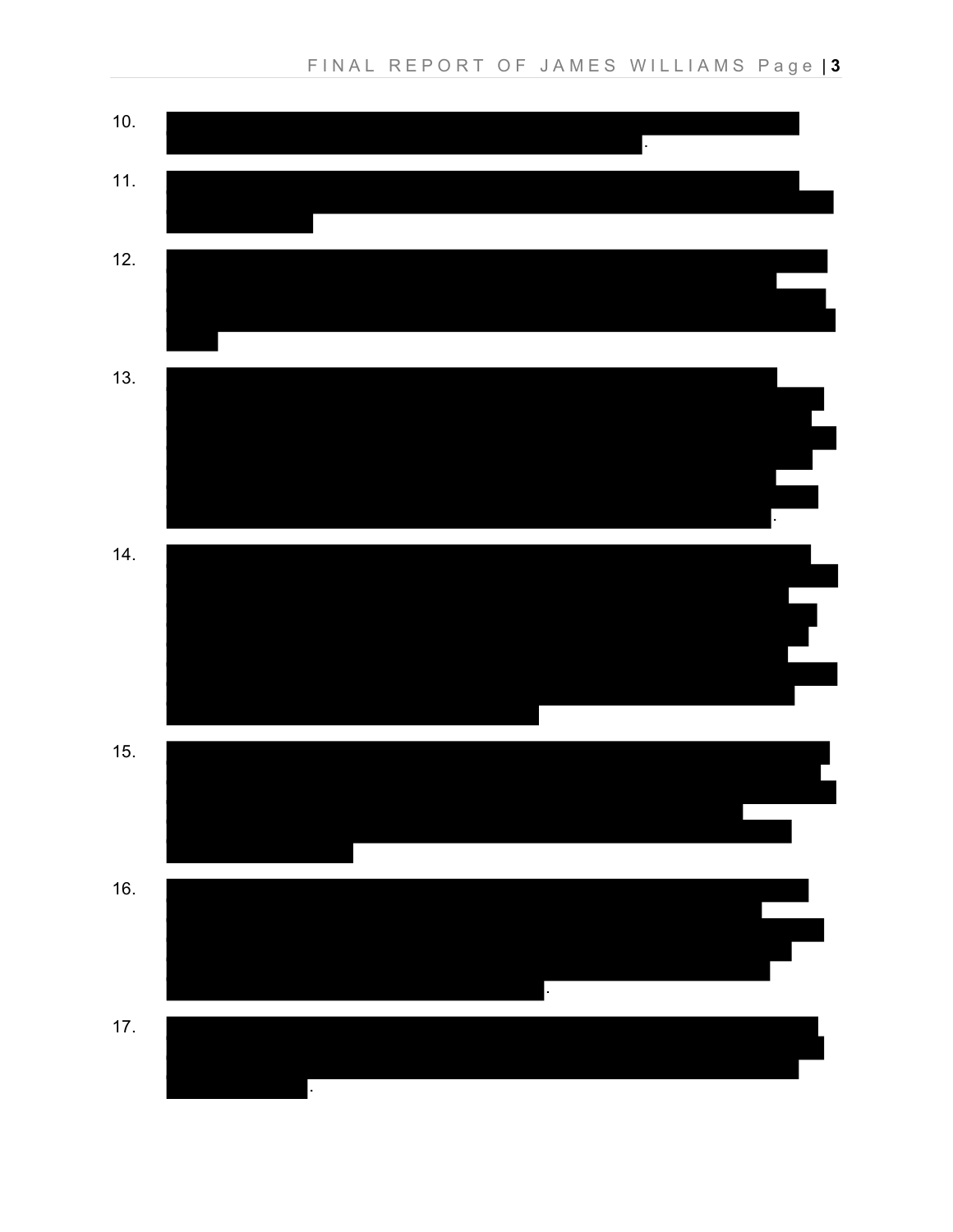10. ████████████████████████████████████████.

11. ████████████████████████████████████████

12. ████████████████████████████████████████

13. ████████████████████████████████████████.

14. ████████████████████████████████████████

15. ████████████████████████████████████████

16. ████████████████████████████████████████.

17. ████████████████████████████████████████.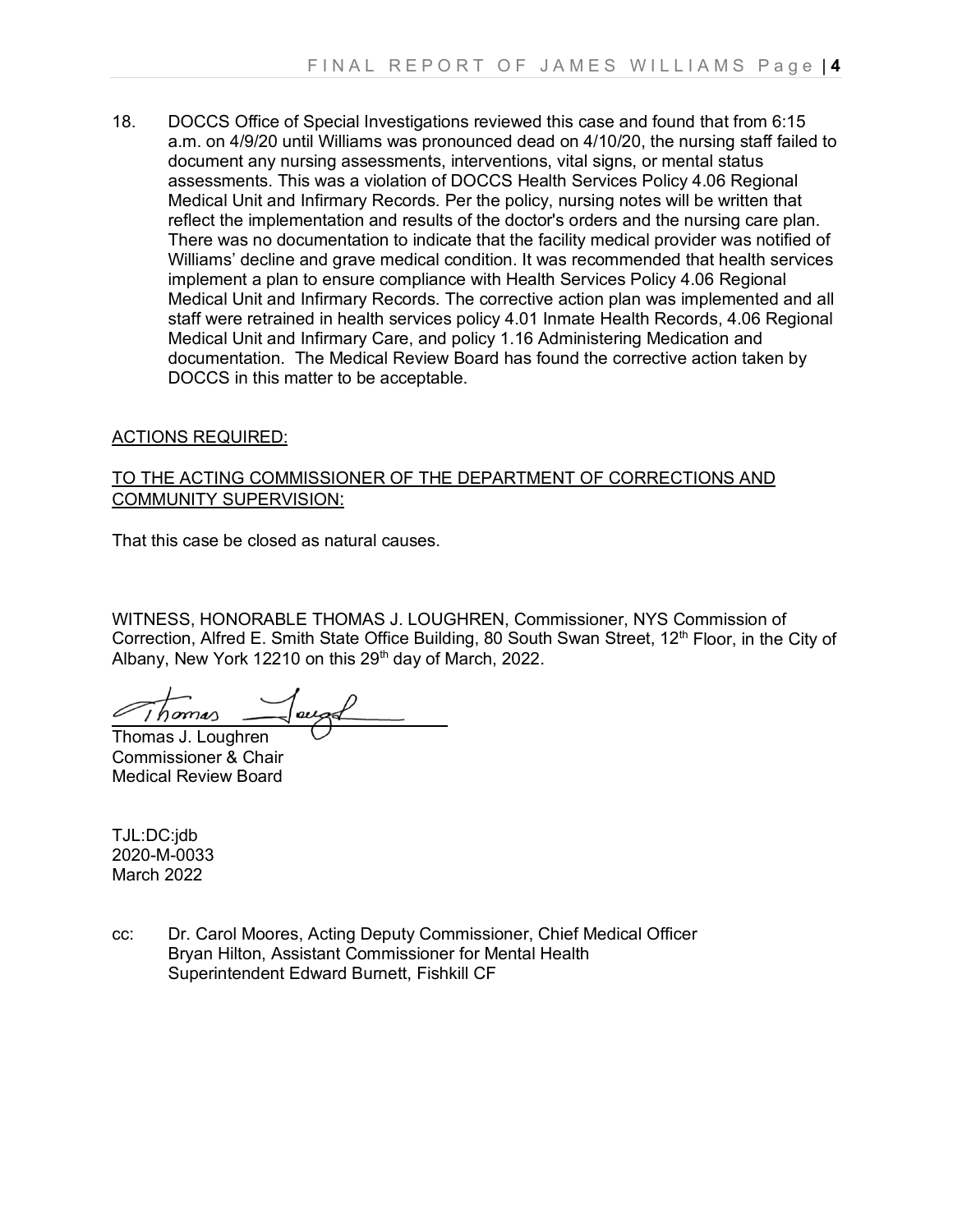18. DOCCS Office of Special Investigations reviewed this case and found that from 6:15 a.m. on 4/9/20 until Williams was pronounced dead on 4/10/20, the nursing staff failed to document any nursing assessments, interventions, vital signs, or mental status assessments. This was a violation of DOCCS Health Services Policy 4.06 Regional Medical Unit and Infirmary Records. Per the policy, nursing notes will be written that reflect the implementation and results of the doctor's orders and the nursing care plan. There was no documentation to indicate that the facility medical provider was notified of Williams' decline and grave medical condition. It was recommended that health services implement a plan to ensure compliance with Health Services Policy 4.06 Regional Medical Unit and Infirmary Records. The corrective action plan was implemented and all staff were retrained in health services policy 4.01 Inmate Health Records, 4.06 Regional Medical Unit and Infirmary Care, and policy 1.16 Administering Medication and documentation. The Medical Review Board has found the corrective action taken by DOCCS in this matter to be acceptable.

<u>ACTIONS REQUIRED:</u>

<u>TO THE ACTING COMMISSIONER OF THE DEPARTMENT OF CORRECTIONS AND COMMUNITY SUPERVISION:</u>

That this case be closed as natural causes.

WITNESS, HONORABLE THOMAS J. LOUGHREN, Commissioner, NYS Commission of Correction, Alfred E. Smith State Office Building, 80 South Swan Street, 12th Floor, in the City of Albany, New York 12210 on this 29th day of March, 2022.

Thomas J. Loughren
Commissioner & Chair
Medical Review Board

TJL:DC:jdb
2020-M-0033
March 2022

cc: Dr. Carol Moores, Acting Deputy Commissioner, Chief Medical Officer
Bryan Hilton, Assistant Commissioner for Mental Health
Superintendent Edward Burnett, Fishkill CF